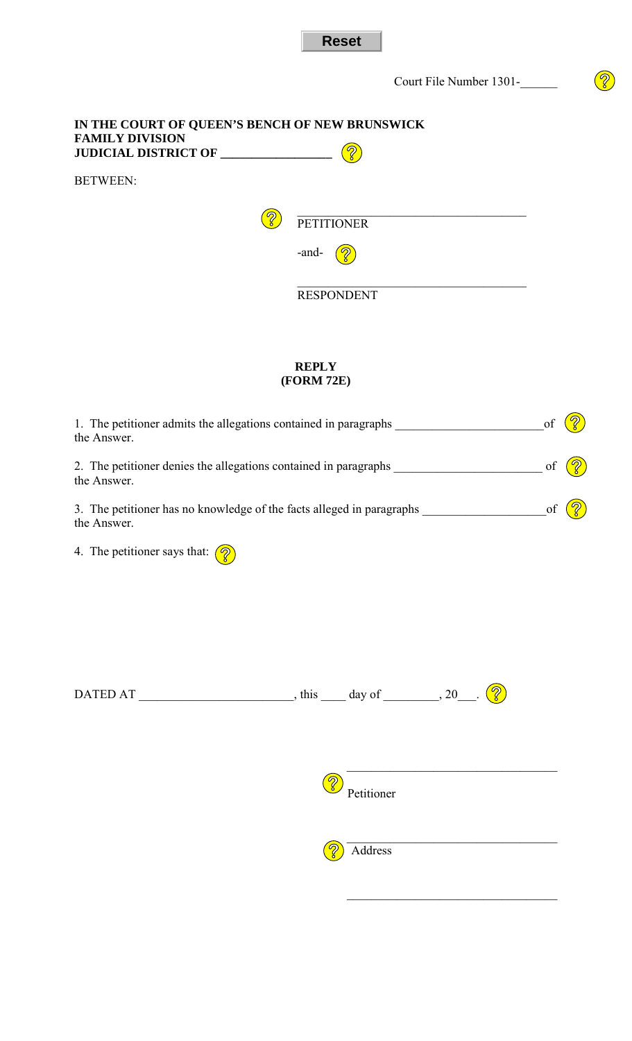Reset

Court File Number 1301-______

**IN THE COURT OF QUEEN'S BEACH OF NEW BRUNSWICK**
**FAMILY DIVISION**
**JUDICIAL DISTRICT OF ___________________**

BETWEEN:

_______________________________________
PETITIONER

-and-

_______________________________________
RESPONDENT

**REPLY**
**(FORM 72E)**

1. The petitioner admits the allegations contained in paragraphs ________________________of the Answer.

2. The petitioner denies the allegations contained in paragraphs ________________________ of the Answer.

3. The petitioner has no knowledge of the facts alleged in paragraphs ____________________of the Answer.

4. The petitioner says that:

DATED AT _________________________, this ____ day of _________, 20___.

___________________________________
Petitioner

___________________________________
Address

___________________________________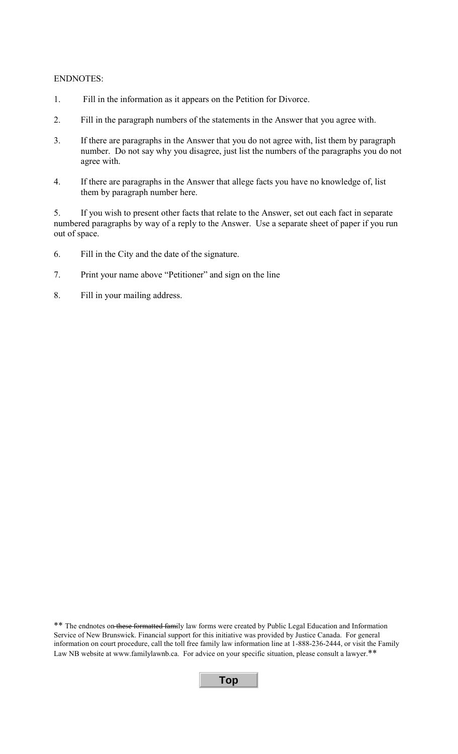ENDNOTES:

1. Fill in the information as it appears on the Petition for Divorce.

2. Fill in the paragraph numbers of the statements in the Answer that you agree with.

3. If there are paragraphs in the Answer that you do not agree with, list them by paragraph number. Do not say why you disagree, just list the numbers of the paragraphs you do not agree with.

4. If there are paragraphs in the Answer that allege facts you have no knowledge of, list them by paragraph number here.

5. If you wish to present other facts that relate to the Answer, set out each fact in separate numbered paragraphs by way of a reply to the Answer. Use a separate sheet of paper if you run out of space.

6. Fill in the City and the date of the signature.

7. Print your name above "Petitioner" and sign on the line

8. Fill in your mailing address.

** The endnotes on~~ these formatted fami~~ly law forms were created by Public Legal Education and Information Service of New Brunswick. Financial support for this initiative was provided by Justice Canada. For general information on court procedure, call the toll free family law information line at 1-888-236-2444, or visit the Family Law NB website at www.familylawnb.ca. For advice on your specific situation, please consult a lawyer.**